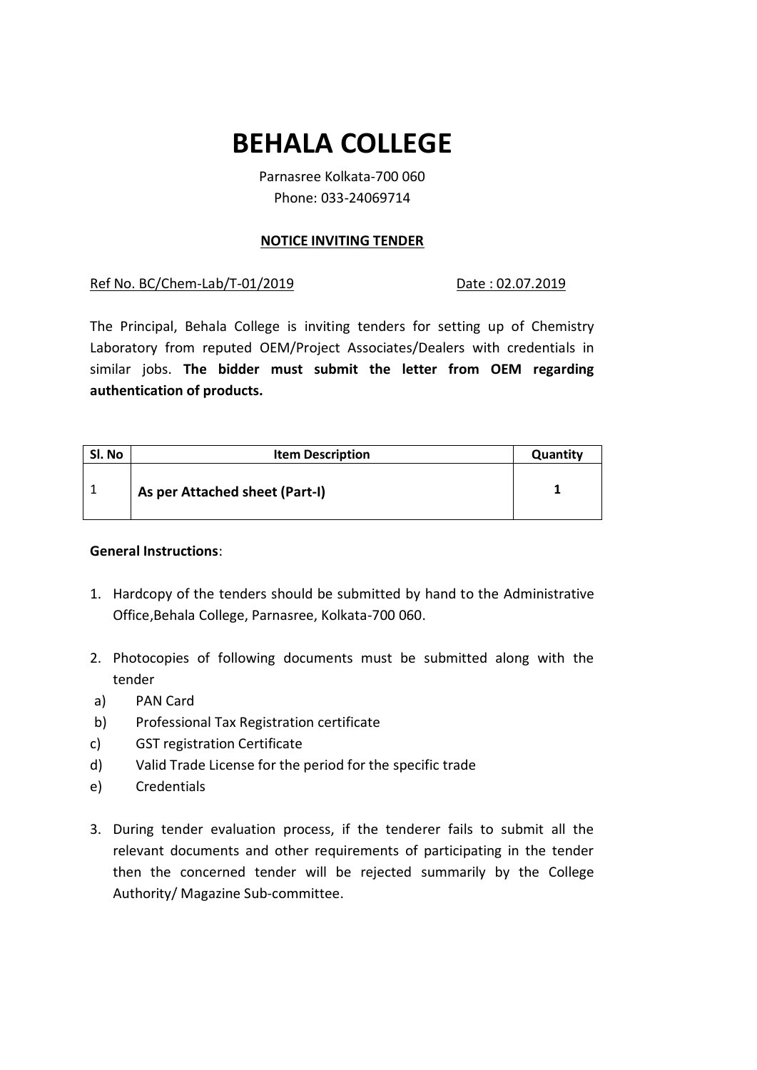# BEHALA COLLEGE

Parnasree Kolkata-700 060
Phone: 033-24069714

**NOTICE INVITING TENDER**

Ref No. BC/Chem-Lab/T-01/2019 Date : 02.07.2019

The Principal, Behala College is inviting tenders for setting up of Chemistry Laboratory from reputed OEM/Project Associates/Dealers with credentials in similar jobs. **The bidder must submit the letter from OEM regarding authentication of products.**

| Sl. No | Item Description | Quantity |
|---|---|---|
| 1 | **As per Attached sheet (Part-I)** | **1** |

**General Instructions**:

1. Hardcopy of the tenders should be submitted by hand to the Administrative Office,Behala College, Parnasree, Kolkata-700 060.

2. Photocopies of following documents must be submitted along with the tender
 a) PAN Card
 b) Professional Tax Registration certificate
 c) GST registration Certificate
 d) Valid Trade License for the period for the specific trade
 e) Credentials

3. During tender evaluation process, if the tenderer fails to submit all the relevant documents and other requirements of participating in the tender then the concerned tender will be rejected summarily by the College Authority/ Magazine Sub-committee.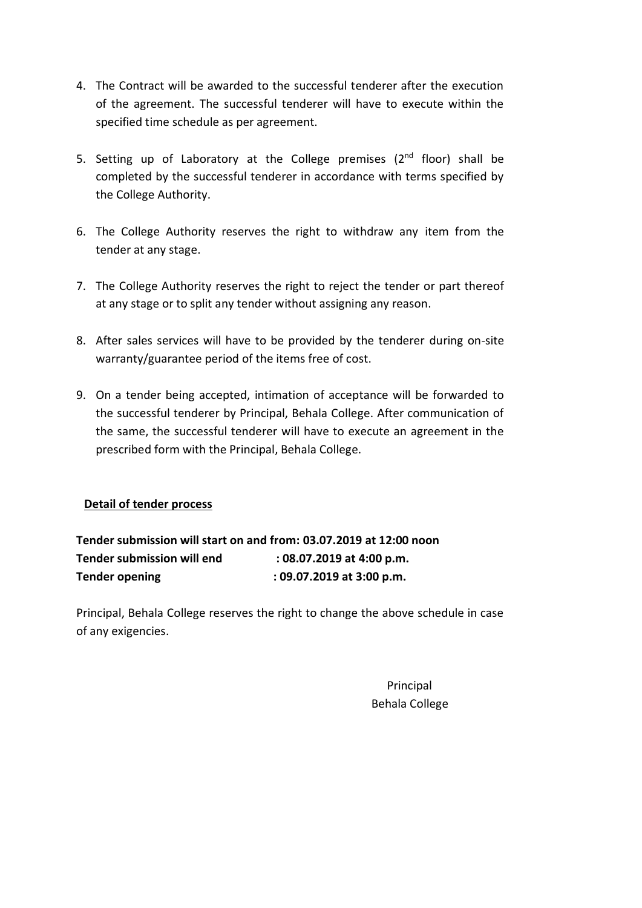4. The Contract will be awarded to the successful tenderer after the execution of the agreement. The successful tenderer will have to execute within the specified time schedule as per agreement.

5. Setting up of Laboratory at the College premises (2nd floor) shall be completed by the successful tenderer in accordance with terms specified by the College Authority.

6. The College Authority reserves the right to withdraw any item from the tender at any stage.

7. The College Authority reserves the right to reject the tender or part thereof at any stage or to split any tender without assigning any reason.

8. After sales services will have to be provided by the tenderer during on-site warranty/guarantee period of the items free of cost.

9. On a tender being accepted, intimation of acceptance will be forwarded to the successful tenderer by Principal, Behala College. After communication of the same, the successful tenderer will have to execute an agreement in the prescribed form with the Principal, Behala College.

**Detail of tender process**

**Tender submission will start on and from: 03.07.2019 at 12:00 noon**
**Tender submission will end : 08.07.2019 at 4:00 p.m.**
**Tender opening : 09.07.2019 at 3:00 p.m.**

Principal, Behala College reserves the right to change the above schedule in case of any exigencies.

Principal
Behala College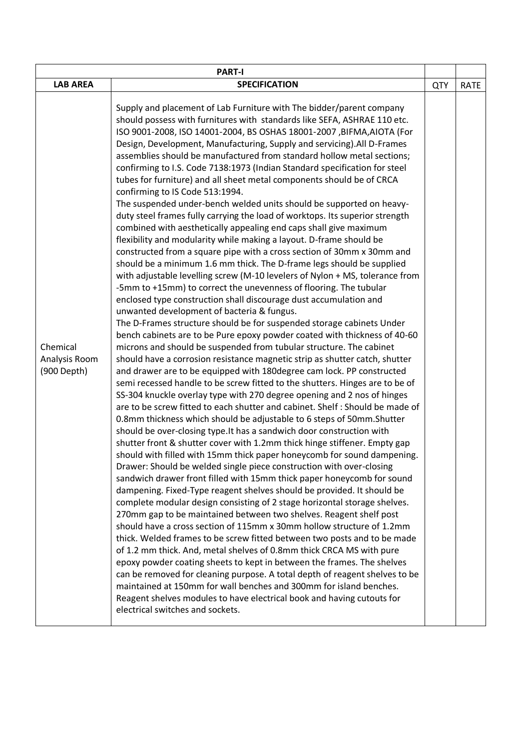| PART-I | | | |
|---|---|---|---|
| **LAB AREA** | **SPECIFICATION** | **QTY** | **RATE** |
| Chemical Analysis Room (900 Depth) | Supply and placement of Lab Furniture with The bidder/parent company should possess with furnitures with standards like SEFA, ASHRAE 110 etc. ISO 9001-2008, ISO 14001-2004, BS OSHAS 18001-2007 ,BIFMA,AIOTA (For Design, Development, Manufacturing, Supply and servicing).All D-Frames assemblies should be manufactured from standard hollow metal sections; confirming to I.S. Code 7138:1973 (Indian Standard specification for steel tubes for furniture) and all sheet metal components should be of CRCA confirming to IS Code 513:1994.<br>The suspended under-bench welded units should be supported on heavy-duty steel frames fully carrying the load of worktops. Its superior strength combined with aesthetically appealing end caps shall give maximum flexibility and modularity while making a layout. D-frame should be constructed from a square pipe with a cross section of 30mm x 30mm and should be a minimum 1.6 mm thick. The D-frame legs should be supplied with adjustable levelling screw (M-10 levelers of Nylon + MS, tolerance from -5mm to +15mm) to correct the unevenness of flooring. The tubular enclosed type construction shall discourage dust accumulation and unwanted development of bacteria & fungus.<br>The D-Frames structure should be for suspended storage cabinets Under bench cabinets are to be Pure epoxy powder coated with thickness of 40-60 microns and should be suspended from tubular structure. The cabinet should have a corrosion resistance magnetic strip as shutter catch, shutter and drawer are to be equipped with 180degree cam lock. PP constructed semi recessed handle to be screw fitted to the shutters. Hinges are to be of SS-304 knuckle overlay type with 270 degree opening and 2 nos of hinges are to be screw fitted to each shutter and cabinet. Shelf : Should be made of 0.8mm thickness which should be adjustable to 6 steps of 50mm.Shutter should be over-closing type.It has a sandwich door construction with shutter front & shutter cover with 1.2mm thick hinge stiffener. Empty gap should with filled with 15mm thick paper honeycomb for sound dampening. Drawer: Should be welded single piece construction with over-closing sandwich drawer front filled with 15mm thick paper honeycomb for sound dampening. Fixed-Type reagent shelves should be provided. It should be complete modular design consisting of 2 stage horizontal storage shelves. 270mm gap to be maintained between two shelves. Reagent shelf post should have a cross section of 115mm x 30mm hollow structure of 1.2mm thick. Welded frames to be screw fitted between two posts and to be made of 1.2 mm thick. And, metal shelves of 0.8mm thick CRCA MS with pure epoxy powder coating sheets to kept in between the frames. The shelves can be removed for cleaning purpose. A total depth of reagent shelves to be maintained at 150mm for wall benches and 300mm for island benches. Reagent shelves modules to have electrical book and having cutouts for electrical switches and sockets. | | |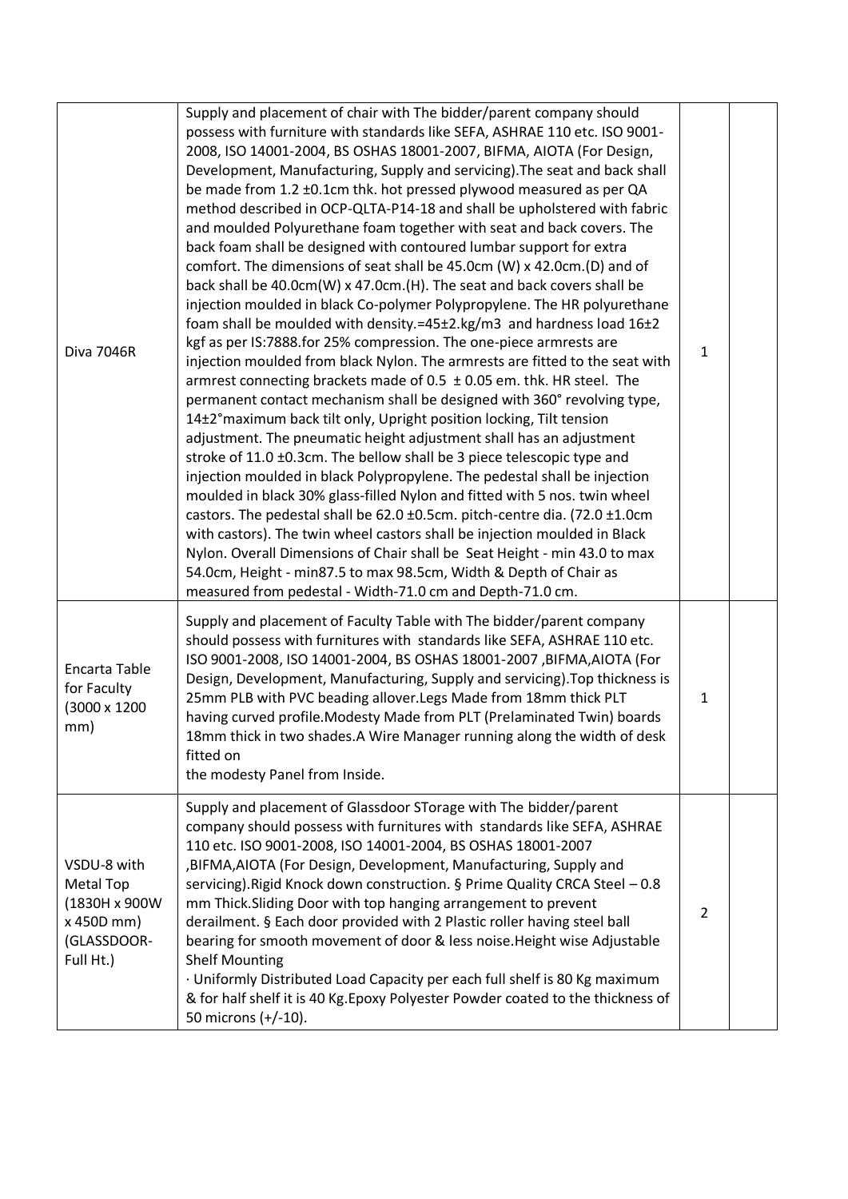| | | | |
|---|---|---|---|
| Diva 7046R | Supply and placement of chair with The bidder/parent company should possess with furniture with standards like SEFA, ASHRAE 110 etc. ISO 9001-2008, ISO 14001-2004, BS OSHAS 18001-2007, BIFMA, AIOTA (For Design, Development, Manufacturing, Supply and servicing).The seat and back shall be made from 1.2 ±0.1cm thk. hot pressed plywood measured as per QA method described in OCP-QLTA-P14-18 and shall be upholstered with fabric and moulded Polyurethane foam together with seat and back covers. The back foam shall be designed with contoured lumbar support for extra comfort. The dimensions of seat shall be 45.0cm (W) x 42.0cm.(D) and of back shall be 40.0cm(W) x 47.0cm.(H). The seat and back covers shall be injection moulded in black Co-polymer Polypropylene. The HR polyurethane foam shall be moulded with density.=45±2.kg/m3 and hardness load 16±2 kgf as per IS:7888.for 25% compression. The one-piece armrests are injection moulded from black Nylon. The armrests are fitted to the seat with armrest connecting brackets made of 0.5 ± 0.05 em. thk. HR steel. The permanent contact mechanism shall be designed with 360° revolving type, 14±2°maximum back tilt only, Upright position locking, Tilt tension adjustment. The pneumatic height adjustment shall has an adjustment stroke of 11.0 ±0.3cm. The bellow shall be 3 piece telescopic type and injection moulded in black Polypropylene. The pedestal shall be injection moulded in black 30% glass-filled Nylon and fitted with 5 nos. twin wheel castors. The pedestal shall be 62.0 ±0.5cm. pitch-centre dia. (72.0 ±1.0cm with castors). The twin wheel castors shall be injection moulded in Black Nylon. Overall Dimensions of Chair shall be Seat Height - min 43.0 to max 54.0cm, Height - min87.5 to max 98.5cm, Width & Depth of Chair as measured from pedestal - Width-71.0 cm and Depth-71.0 cm. | 1 | |
| Encarta Table for Faculty (3000 x 1200 mm) | Supply and placement of Faculty Table with The bidder/parent company should possess with furnitures with standards like SEFA, ASHRAE 110 etc. ISO 9001-2008, ISO 14001-2004, BS OSHAS 18001-2007 ,BIFMA,AIOTA (For Design, Development, Manufacturing, Supply and servicing).Top thickness is 25mm PLB with PVC beading allover.Legs Made from 18mm thick PLT having curved profile.Modesty Made from PLT (Prelaminated Twin) boards 18mm thick in two shades.A Wire Manager running along the width of desk fitted on the modesty Panel from Inside. | 1 | |
| VSDU-8 with Metal Top (1830H x 900W x 450D mm) (GLASSDOOR-Full Ht.) | Supply and placement of Glassdoor STorage with The bidder/parent company should possess with furnitures with standards like SEFA, ASHRAE 110 etc. ISO 9001-2008, ISO 14001-2004, BS OSHAS 18001-2007 ,BIFMA,AIOTA (For Design, Development, Manufacturing, Supply and servicing).Rigid Knock down construction. § Prime Quality CRCA Steel – 0.8 mm Thick.Sliding Door with top hanging arrangement to prevent derailment. § Each door provided with 2 Plastic roller having steel ball bearing for smooth movement of door & less noise.Height wise Adjustable Shelf Mounting · Uniformly Distributed Load Capacity per each full shelf is 80 Kg maximum & for half shelf it is 40 Kg.Epoxy Polyester Powder coated to the thickness of 50 microns (+/-10). | 2 | |